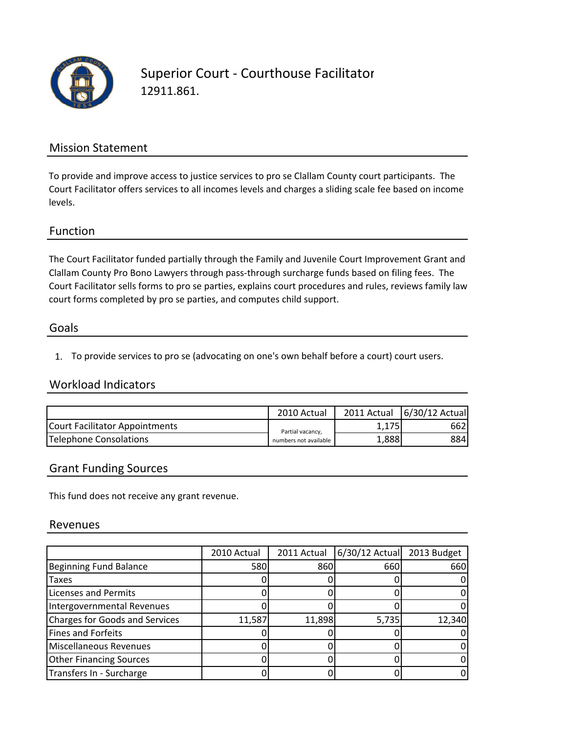# Superior Court - Courthouse Facilitator

12911.861.

## Mission Statement

To provide and improve access to justice services to pro se Clallam County court participants. The Court Facilitator offers services to all incomes levels and charges a sliding scale fee based on income levels.

## Function

The Court Facilitator funded partially through the Family and Juvenile Court Improvement Grant and Clallam County Pro Bono Lawyers through pass-through surcharge funds based on filing fees. The Court Facilitator sells forms to pro se parties, explains court procedures and rules, reviews family law court forms completed by pro se parties, and computes child support.

## Goals

1. To provide services to pro se (advocating on one's own behalf before a court) court users.

## Workload Indicators

| | 2010 Actual | 2011 Actual | 6/30/12 Actual |
|---|---|---|---|
| Court Facilitator Appointments | Partial vacancy, numbers not available | 1,175 | 662 |
| Telephone Consolations | | 1,888 | 884 |

## Grant Funding Sources

This fund does not receive any grant revenue.

## Revenues

| | 2010 Actual | 2011 Actual | 6/30/12 Actual | 2013 Budget |
|---|---|---|---|---|
| Beginning Fund Balance | 580 | 860 | 660 | 660 |
| Taxes | 0 | 0 | 0 | 0 |
| Licenses and Permits | 0 | 0 | 0 | 0 |
| Intergovernmental Revenues | 0 | 0 | 0 | 0 |
| Charges for Goods and Services | 11,587 | 11,898 | 5,735 | 12,340 |
| Fines and Forfeits | 0 | 0 | 0 | 0 |
| Miscellaneous Revenues | 0 | 0 | 0 | 0 |
| Other Financing Sources | 0 | 0 | 0 | 0 |
| Transfers In - Surcharge | 0 | 0 | 0 | 0 |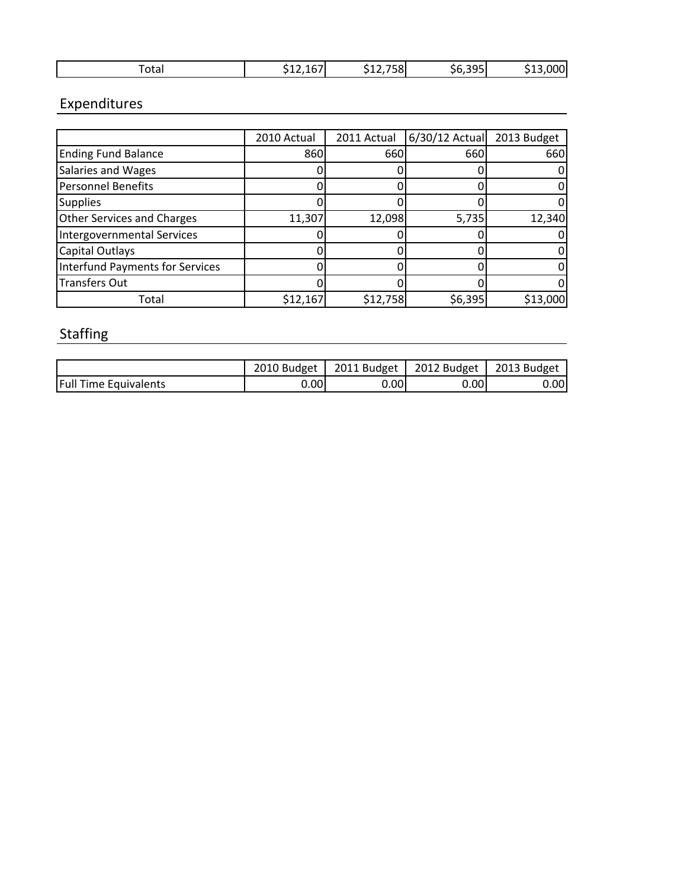| | | | | |
|---|---|---|---|---|
| Total | $12,167 | $12,758 | $6,395 | $13,000 |

## Expenditures

| | 2010 Actual | 2011 Actual | 6/30/12 Actual | 2013 Budget |
|---|---|---|---|---|
| Ending Fund Balance | 860 | 660 | 660 | 660 |
| Salaries and Wages | 0 | 0 | 0 | 0 |
| Personnel Benefits | 0 | 0 | 0 | 0 |
| Supplies | 0 | 0 | 0 | 0 |
| Other Services and Charges | 11,307 | 12,098 | 5,735 | 12,340 |
| Intergovernmental Services | 0 | 0 | 0 | 0 |
| Capital Outlays | 0 | 0 | 0 | 0 |
| Interfund Payments for Services | 0 | 0 | 0 | 0 |
| Transfers Out | 0 | 0 | 0 | 0 |
| Total | $12,167 | $12,758 | $6,395 | $13,000 |

## Staffing

| | 2010 Budget | 2011 Budget | 2012 Budget | 2013 Budget |
|---|---|---|---|---|
| Full Time Equivalents | 0.00 | 0.00 | 0.00 | 0.00 |